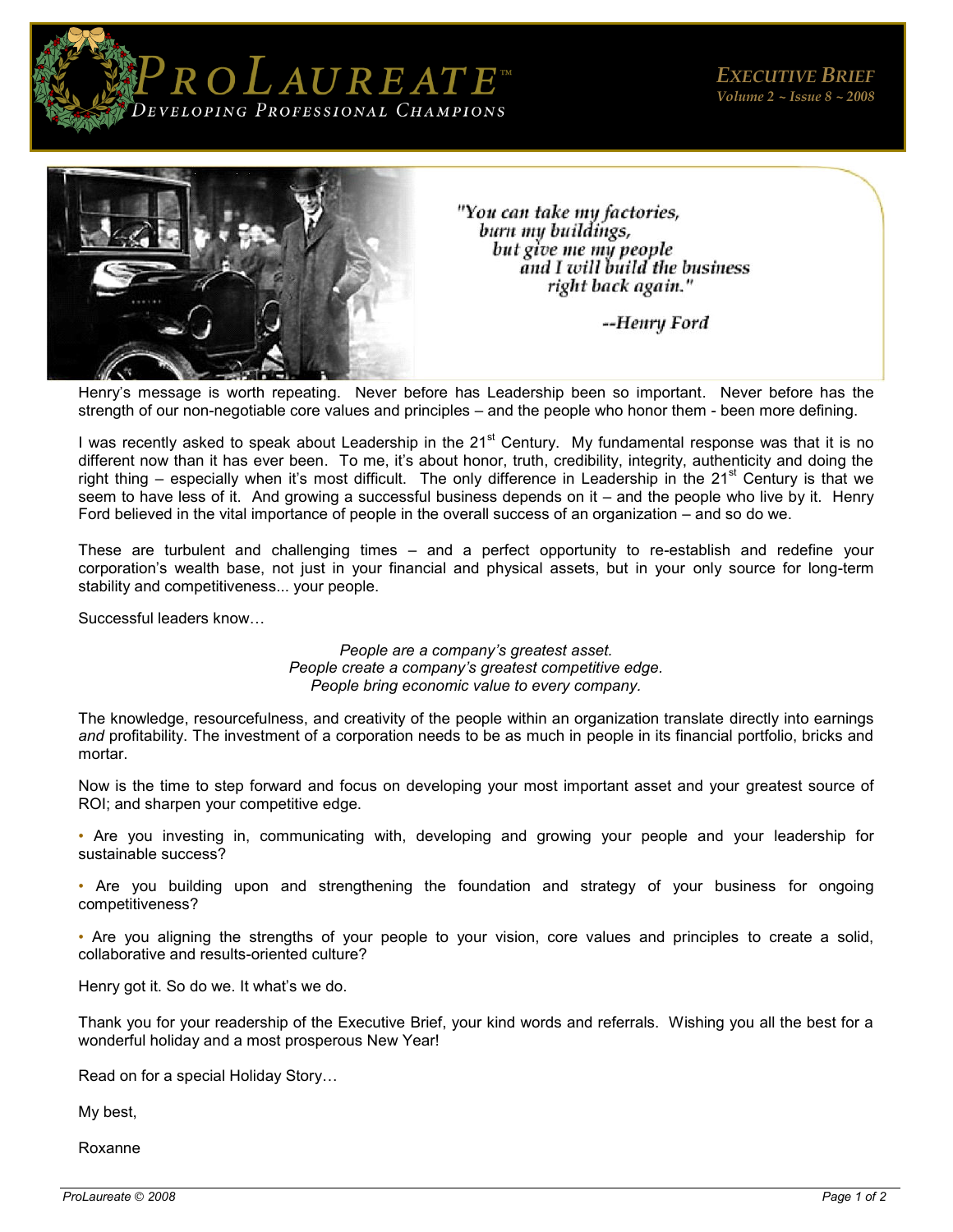# ProLaureate™

*Developing Professional Champions*

***Executive Brief***
*Volume 2 ~ Issue 8 ~ 2008*

> *"You can take my factories,*
> *burn my buildings,*
> *but give me my people*
> *and I will build the business*
> *right back again."*
>
> *--Henry Ford*

Henry's message is worth repeating. Never before has Leadership been so important. Never before has the strength of our non-negotiable core values and principles – and the people who honor them - been more defining.

I was recently asked to speak about Leadership in the 21st Century. My fundamental response was that it is no different now than it has ever been. To me, it's about honor, truth, credibility, integrity, authenticity and doing the right thing – especially when it's most difficult. The only difference in Leadership in the 21st Century is that we seem to have less of it. And growing a successful business depends on it – and the people who live by it. Henry Ford believed in the vital importance of people in the overall success of an organization – and so do we.

These are turbulent and challenging times – and a perfect opportunity to re-establish and redefine your corporation's wealth base, not just in your financial and physical assets, but in your only source for long-term stability and competitiveness... your people.

Successful leaders know…

*People are a company's greatest asset.*
*People create a company's greatest competitive edge.*
*People bring economic value to every company.*

The knowledge, resourcefulness, and creativity of the people within an organization translate directly into earnings *and* profitability. The investment of a corporation needs to be as much in people in its financial portfolio, bricks and mortar.

Now is the time to step forward and focus on developing your most important asset and your greatest source of ROI; and sharpen your competitive edge.

- Are you investing in, communicating with, developing and growing your people and your leadership for sustainable success?
- Are you building upon and strengthening the foundation and strategy of your business for ongoing competitiveness?
- Are you aligning the strengths of your people to your vision, core values and principles to create a solid, collaborative and results-oriented culture?

Henry got it. So do we. It what's we do.

Thank you for your readership of the Executive Brief, your kind words and referrals. Wishing you all the best for a wonderful holiday and a most prosperous New Year!

Read on for a special Holiday Story…

My best,

Roxanne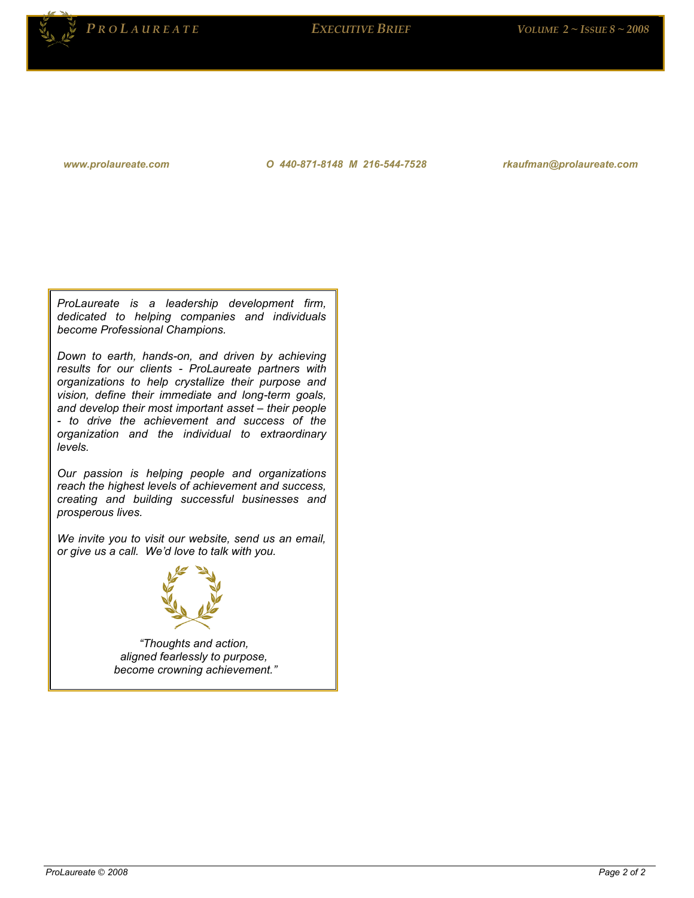*www.prolaureate.com* *O 440-871-8148 M 216-544-7528* *rkaufman@prolaureate.com*

*ProLaureate is a leadership development firm, dedicated to helping companies and individuals become Professional Champions.*

*Down to earth, hands-on, and driven by achieving results for our clients - ProLaureate partners with organizations to help crystallize their purpose and vision, define their immediate and long-term goals, and develop their most important asset – their people - to drive the achievement and success of the organization and the individual to extraordinary levels.*

*Our passion is helping people and organizations reach the highest levels of achievement and success, creating and building successful businesses and prosperous lives.*

*We invite you to visit our website, send us an email, or give us a call. We'd love to talk with you.*

*"Thoughts and action,*
*aligned fearlessly to purpose,*
*become crowning achievement."*